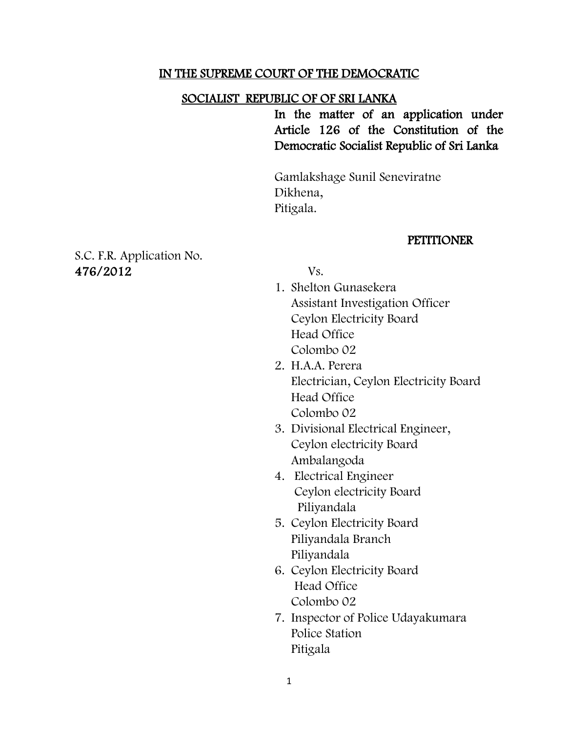**IN THE SUPREME COURT OF THE DEMOCRATIC**

**SOCIALIST REPUBLIC OF OF SRI LANKA**

**In the matter of an application under Article 126 of the Constitution of the Democratic Socialist Republic of Sri Lanka**

Gamlakshage Sunil Seneviratne
Dikhena,
Pitigala.

**PETITIONER**

S.C. F.R. Application No.
**476/2012**

Vs.

1. Shelton Gunasekera
   Assistant Investigation Officer
   Ceylon Electricity Board
   Head Office
   Colombo 02
2. H.A.A. Perera
   Electrician, Ceylon Electricity Board
   Head Office
   Colombo 02
3. Divisional Electrical Engineer,
   Ceylon electricity Board
   Ambalangoda
4. Electrical Engineer
   Ceylon electricity Board
   Piliyandala
5. Ceylon Electricity Board
   Piliyandala Branch
   Piliyandala
6. Ceylon Electricity Board
   Head Office
   Colombo 02
7. Inspector of Police Udayakumara
   Police Station
   Pitigala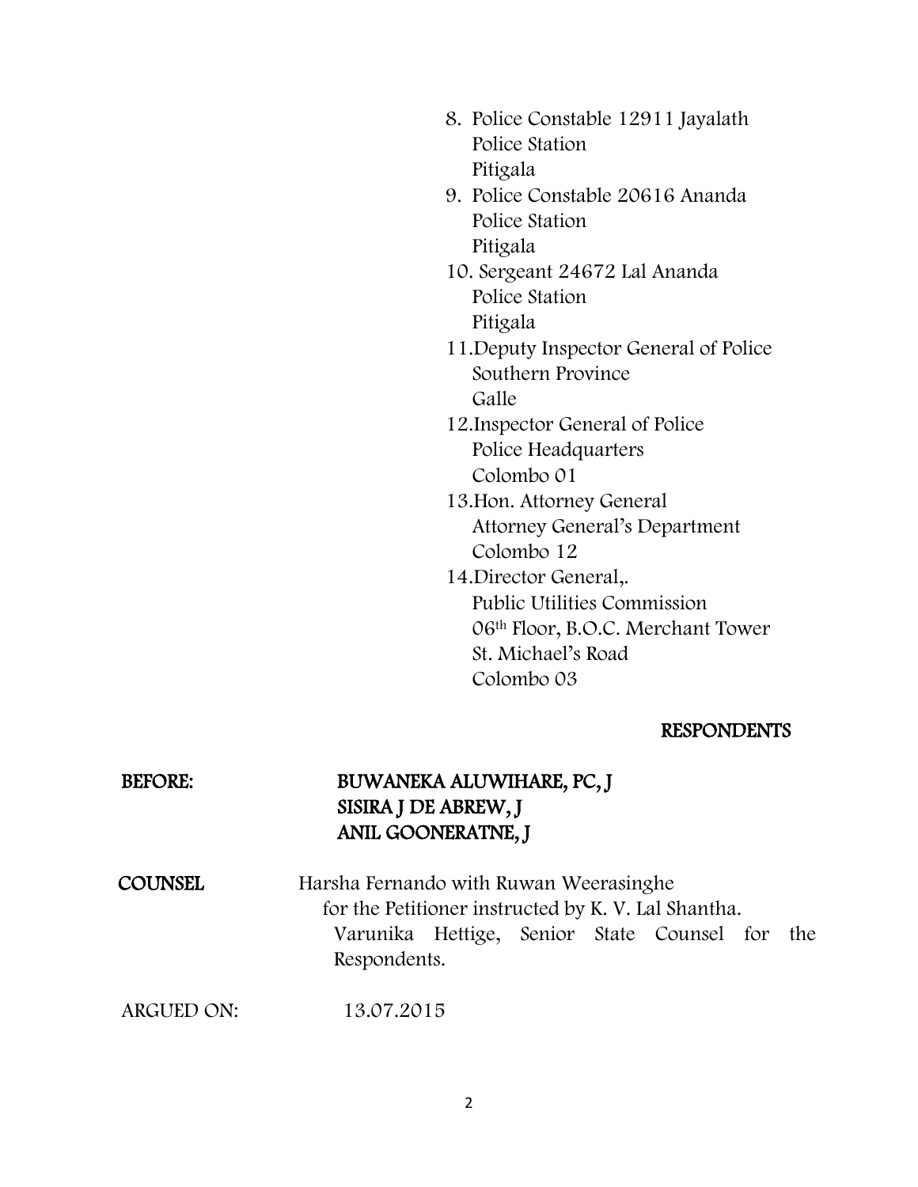8. Police Constable 12911 Jayalath
   Police Station
   Pitigala
9. Police Constable 20616 Ananda
   Police Station
   Pitigala
10. Sergeant 24672 Lal Ananda
    Police Station
    Pitigala
11. Deputy Inspector General of Police
    Southern Province
    Galle
12. Inspector General of Police
    Police Headquarters
    Colombo 01
13. Hon. Attorney General
    Attorney General's Department
    Colombo 12
14. Director General,.
    Public Utilities Commission
    06th Floor, B.O.C. Merchant Tower
    St. Michael's Road
    Colombo 03

**RESPONDENTS**

**BEFORE:** **BUWANEKA ALUWIHARE, PC, J**
**SISIRA J DE ABREW, J**
**ANIL GOONERATNE, J**

**COUNSEL** Harsha Fernando with Ruwan Weerasinghe for the Petitioner instructed by K. V. Lal Shantha.
Varunika Hettige, Senior State Counsel for the Respondents.

ARGUED ON: 13.07.2015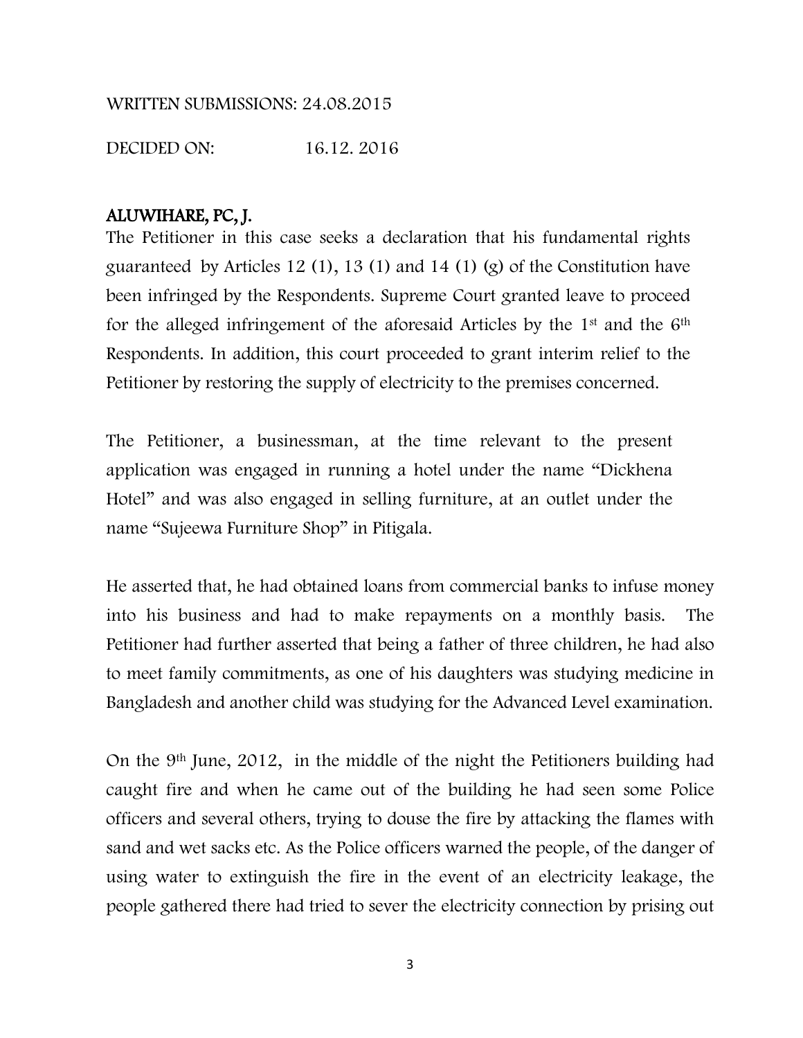WRITTEN SUBMISSIONS: 24.08.2015

DECIDED ON: 16.12. 2016

**ALUWIHARE, PC, J.**

The Petitioner in this case seeks a declaration that his fundamental rights guaranteed by Articles 12 (1), 13 (1) and 14 (1) (g) of the Constitution have been infringed by the Respondents. Supreme Court granted leave to proceed for the alleged infringement of the aforesaid Articles by the 1st and the 6th Respondents. In addition, this court proceeded to grant interim relief to the Petitioner by restoring the supply of electricity to the premises concerned.

The Petitioner, a businessman, at the time relevant to the present application was engaged in running a hotel under the name "Dickhena Hotel" and was also engaged in selling furniture, at an outlet under the name "Sujeewa Furniture Shop" in Pitigala.

He asserted that, he had obtained loans from commercial banks to infuse money into his business and had to make repayments on a monthly basis. The Petitioner had further asserted that being a father of three children, he had also to meet family commitments, as one of his daughters was studying medicine in Bangladesh and another child was studying for the Advanced Level examination.

On the 9th June, 2012, in the middle of the night the Petitioners building had caught fire and when he came out of the building he had seen some Police officers and several others, trying to douse the fire by attacking the flames with sand and wet sacks etc. As the Police officers warned the people, of the danger of using water to extinguish the fire in the event of an electricity leakage, the people gathered there had tried to sever the electricity connection by prising out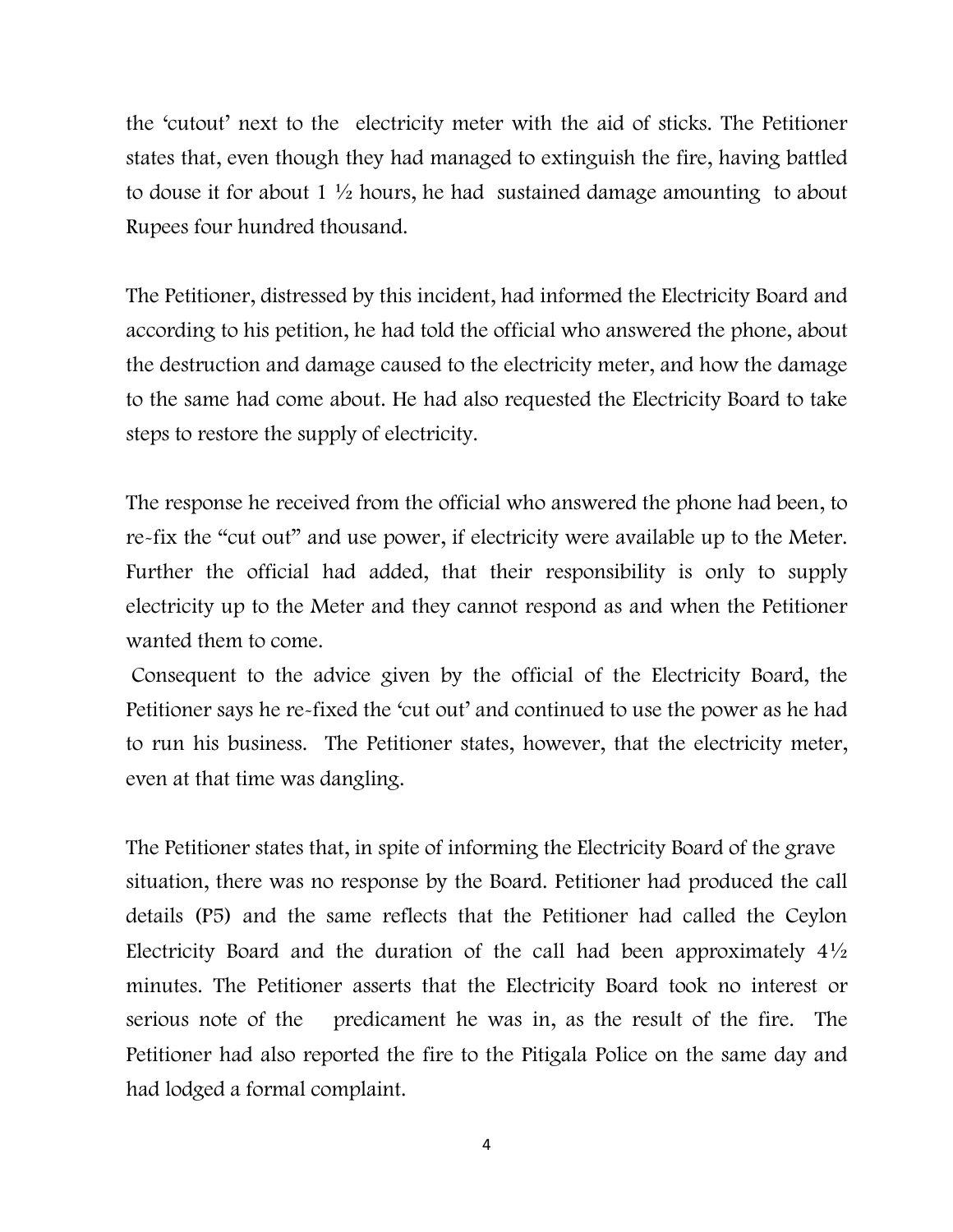the 'cutout' next to the electricity meter with the aid of sticks. The Petitioner states that, even though they had managed to extinguish the fire, having battled to douse it for about 1 ½ hours, he had sustained damage amounting to about Rupees four hundred thousand.

The Petitioner, distressed by this incident, had informed the Electricity Board and according to his petition, he had told the official who answered the phone, about the destruction and damage caused to the electricity meter, and how the damage to the same had come about. He had also requested the Electricity Board to take steps to restore the supply of electricity.

The response he received from the official who answered the phone had been, to re-fix the "cut out" and use power, if electricity were available up to the Meter. Further the official had added, that their responsibility is only to supply electricity up to the Meter and they cannot respond as and when the Petitioner wanted them to come.

Consequent to the advice given by the official of the Electricity Board, the Petitioner says he re-fixed the 'cut out' and continued to use the power as he had to run his business. The Petitioner states, however, that the electricity meter, even at that time was dangling.

The Petitioner states that, in spite of informing the Electricity Board of the grave situation, there was no response by the Board. Petitioner had produced the call details (P5) and the same reflects that the Petitioner had called the Ceylon Electricity Board and the duration of the call had been approximately 4½ minutes. The Petitioner asserts that the Electricity Board took no interest or serious note of the predicament he was in, as the result of the fire. The Petitioner had also reported the fire to the Pitigala Police on the same day and had lodged a formal complaint.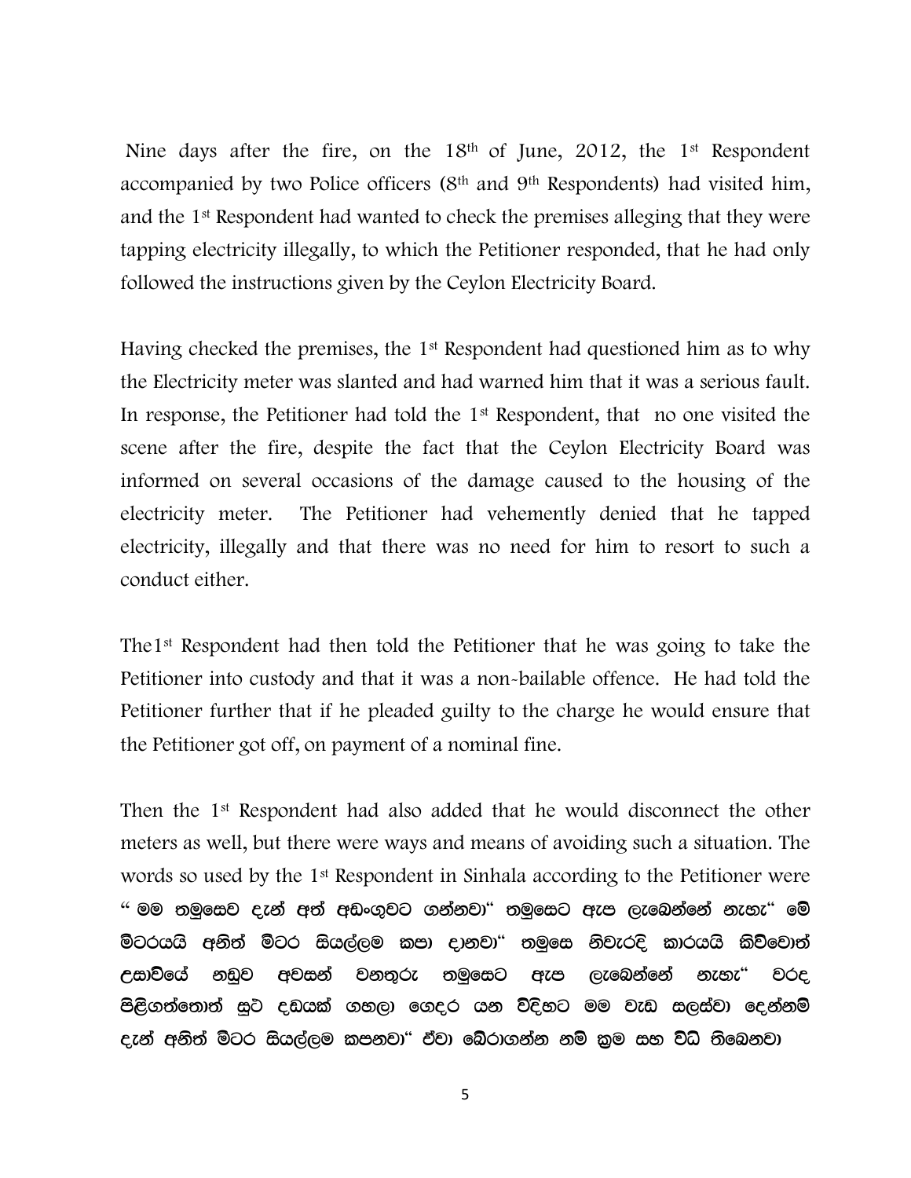Nine days after the fire, on the 18th of June, 2012, the 1st Respondent accompanied by two Police officers (8th and 9th Respondents) had visited him, and the 1st Respondent had wanted to check the premises alleging that they were tapping electricity illegally, to which the Petitioner responded, that he had only followed the instructions given by the Ceylon Electricity Board.

Having checked the premises, the 1st Respondent had questioned him as to why the Electricity meter was slanted and had warned him that it was a serious fault. In response, the Petitioner had told the 1st Respondent, that no one visited the scene after the fire, despite the fact that the Ceylon Electricity Board was informed on several occasions of the damage caused to the housing of the electricity meter. The Petitioner had vehemently denied that he tapped electricity, illegally and that there was no need for him to resort to such a conduct either.

The1st Respondent had then told the Petitioner that he was going to take the Petitioner into custody and that it was a non-bailable offence. He had told the Petitioner further that if he pleaded guilty to the charge he would ensure that the Petitioner got off, on payment of a nominal fine.

Then the 1st Respondent had also added that he would disconnect the other meters as well, but there were ways and means of avoiding such a situation. The words so used by the 1st Respondent in Sinhala according to the Petitioner were **" මම තමුසෙව දැන් අත් අඩංගුවට ගන්නවා" තමුසෙට ඇප ලැබෙන්නේ නැහැ" මේ මීටරයයි අනිත් මීටර සියල්ලම කපා දානවා" තමුසෙ නිවැරදි කාරයයි කිව්වොත් උසාවියේ නඩුව අවසන් වනතුරු තමුසෙට ඇප ලැබෙන්නේ නැහැ" වරද පිළිගත්තොත් සුළු දඩයක් ගහලා ගෙදර යන විදිහට මම වැඩ සලස්වා දෙන්නම් දැන් අනිත් මීටර සියල්ලම කපනවා" ඒවා බේරාගන්න නම් ක්‍රම සහ විධි තිබෙනවා**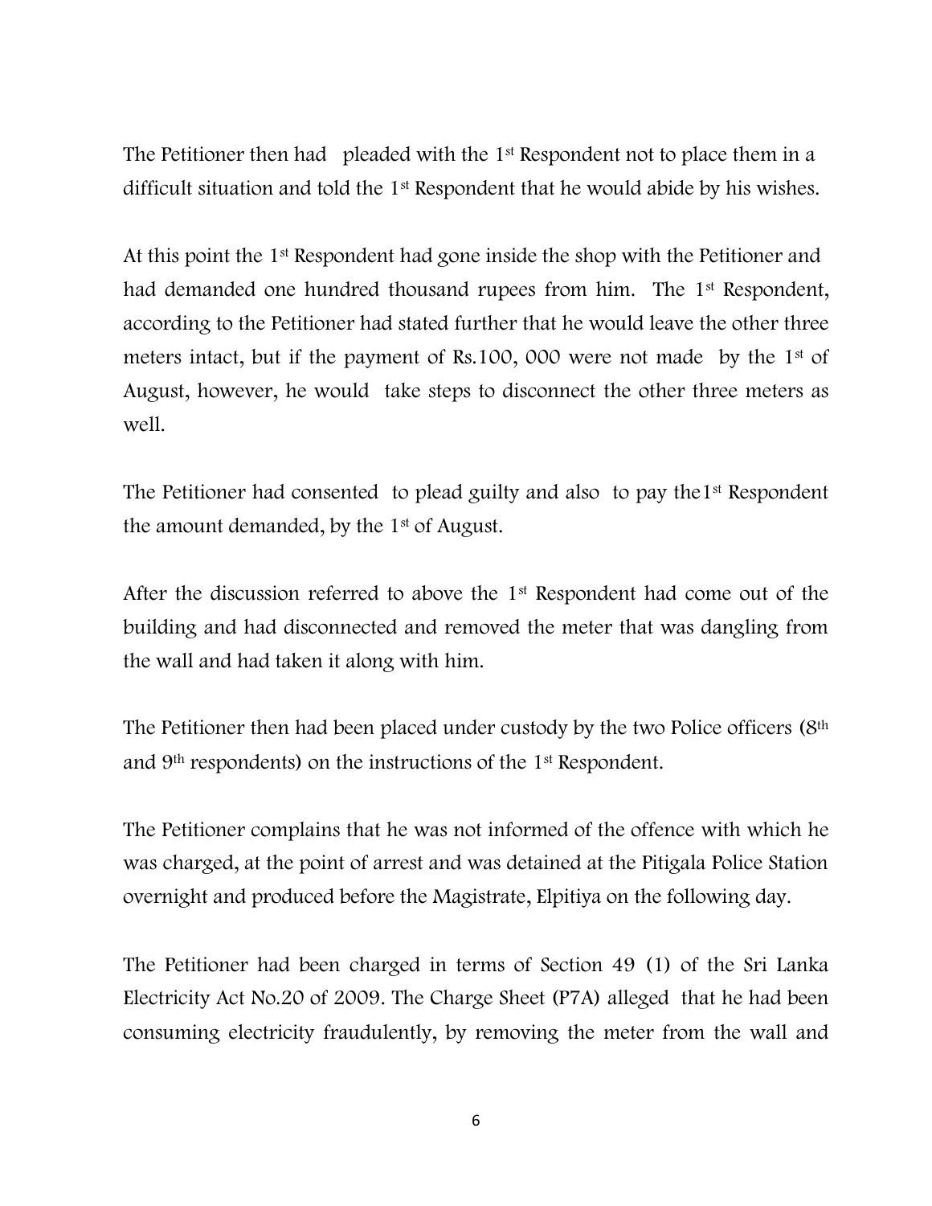The Petitioner then had pleaded with the 1st Respondent not to place them in a difficult situation and told the 1st Respondent that he would abide by his wishes.

At this point the 1st Respondent had gone inside the shop with the Petitioner and had demanded one hundred thousand rupees from him. The 1st Respondent, according to the Petitioner had stated further that he would leave the other three meters intact, but if the payment of Rs.100, 000 were not made by the 1st of August, however, he would take steps to disconnect the other three meters as well.

The Petitioner had consented to plead guilty and also to pay the1st Respondent the amount demanded, by the 1st of August.

After the discussion referred to above the 1st Respondent had come out of the building and had disconnected and removed the meter that was dangling from the wall and had taken it along with him.

The Petitioner then had been placed under custody by the two Police officers (8th and 9th respondents) on the instructions of the 1st Respondent.

The Petitioner complains that he was not informed of the offence with which he was charged, at the point of arrest and was detained at the Pitigala Police Station overnight and produced before the Magistrate, Elpitiya on the following day.

The Petitioner had been charged in terms of Section 49 (1) of the Sri Lanka Electricity Act No.20 of 2009. The Charge Sheet (P7A) alleged that he had been consuming electricity fraudulently, by removing the meter from the wall and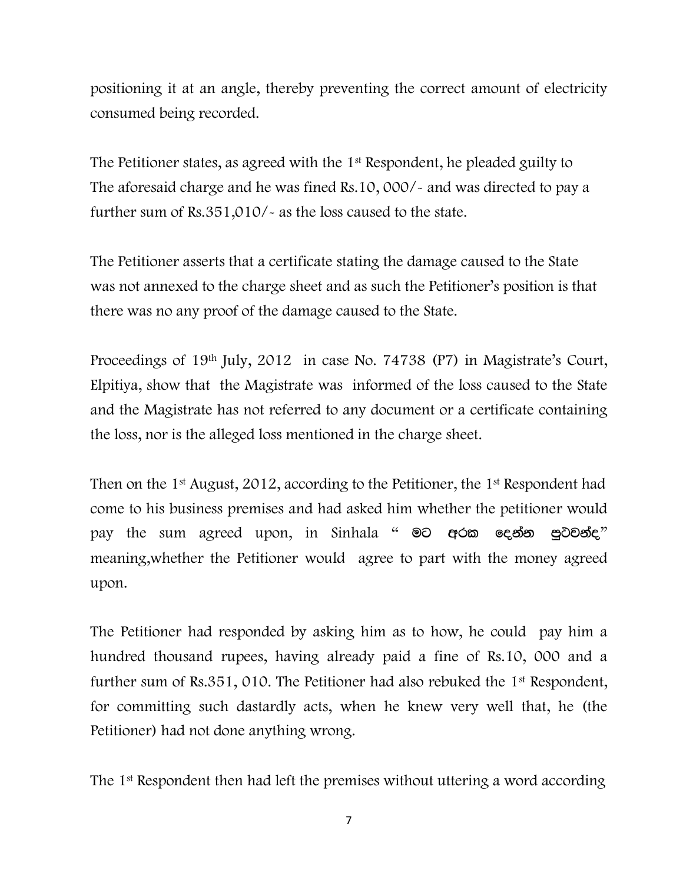positioning it at an angle, thereby preventing the correct amount of electricity consumed being recorded.

The Petitioner states, as agreed with the 1st Respondent, he pleaded guilty to The aforesaid charge and he was fined Rs.10, 000/- and was directed to pay a further sum of Rs.351,010/- as the loss caused to the state.

The Petitioner asserts that a certificate stating the damage caused to the State was not annexed to the charge sheet and as such the Petitioner's position is that there was no any proof of the damage caused to the State.

Proceedings of 19th July, 2012 in case No. 74738 (P7) in Magistrate's Court, Elpitiya, show that the Magistrate was informed of the loss caused to the State and the Magistrate has not referred to any document or a certificate containing the loss, nor is the alleged loss mentioned in the charge sheet.

Then on the 1st August, 2012, according to the Petitioner, the 1st Respondent had come to his business premises and had asked him whether the petitioner would pay the sum agreed upon, in Sinhala " මට අරක දෙන්න පුළුවන්ද" meaning,whether the Petitioner would agree to part with the money agreed upon.

The Petitioner had responded by asking him as to how, he could pay him a hundred thousand rupees, having already paid a fine of Rs.10, 000 and a further sum of Rs.351, 010. The Petitioner had also rebuked the 1st Respondent, for committing such dastardly acts, when he knew very well that, he (the Petitioner) had not done anything wrong.

The 1st Respondent then had left the premises without uttering a word according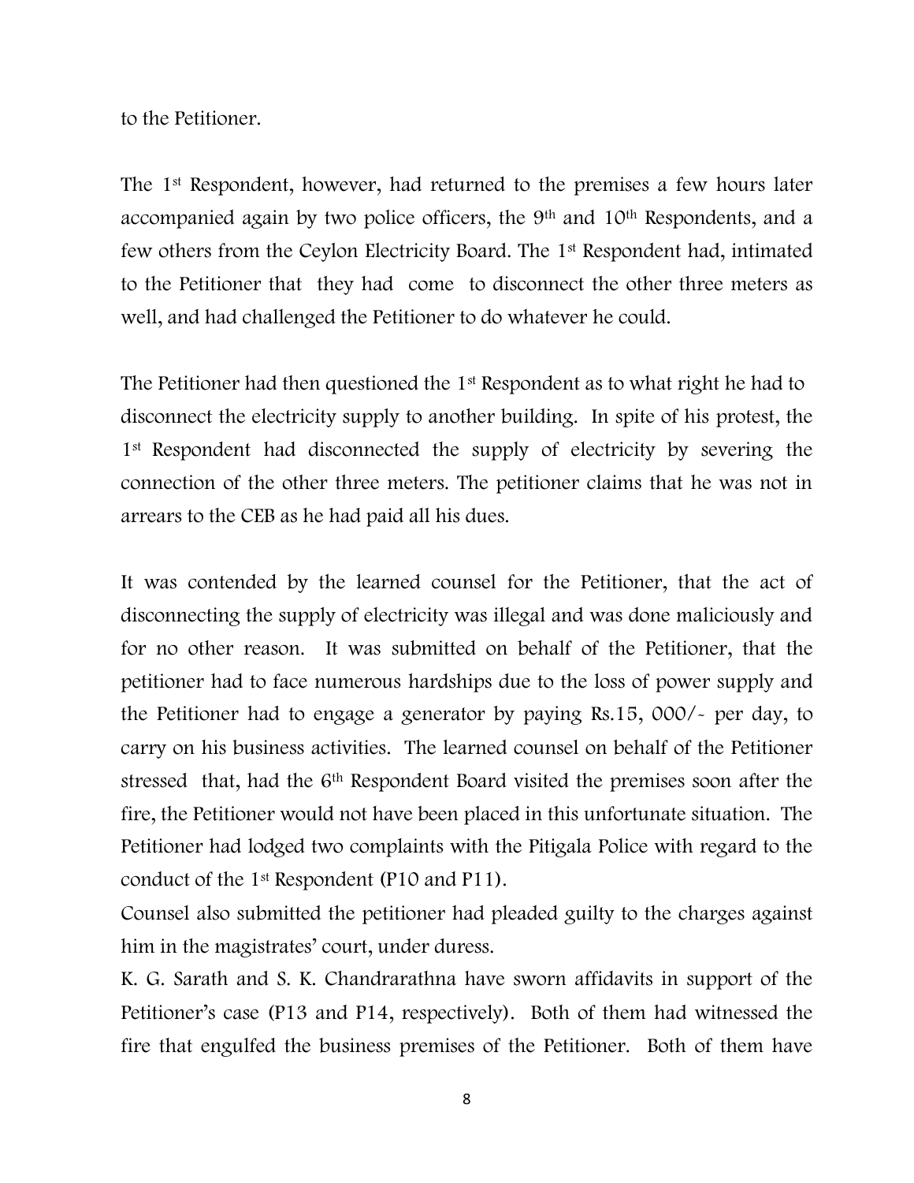to the Petitioner.

The 1st Respondent, however, had returned to the premises a few hours later accompanied again by two police officers, the 9th and 10th Respondents, and a few others from the Ceylon Electricity Board. The 1st Respondent had, intimated to the Petitioner that they had come to disconnect the other three meters as well, and had challenged the Petitioner to do whatever he could.

The Petitioner had then questioned the 1st Respondent as to what right he had to disconnect the electricity supply to another building. In spite of his protest, the 1st Respondent had disconnected the supply of electricity by severing the connection of the other three meters. The petitioner claims that he was not in arrears to the CEB as he had paid all his dues.

It was contended by the learned counsel for the Petitioner, that the act of disconnecting the supply of electricity was illegal and was done maliciously and for no other reason. It was submitted on behalf of the Petitioner, that the petitioner had to face numerous hardships due to the loss of power supply and the Petitioner had to engage a generator by paying Rs.15, 000/- per day, to carry on his business activities. The learned counsel on behalf of the Petitioner stressed that, had the 6th Respondent Board visited the premises soon after the fire, the Petitioner would not have been placed in this unfortunate situation. The Petitioner had lodged two complaints with the Pitigala Police with regard to the conduct of the 1st Respondent (P10 and P11).

Counsel also submitted the petitioner had pleaded guilty to the charges against him in the magistrates' court, under duress.

K. G. Sarath and S. K. Chandrarathna have sworn affidavits in support of the Petitioner's case (P13 and P14, respectively). Both of them had witnessed the fire that engulfed the business premises of the Petitioner. Both of them have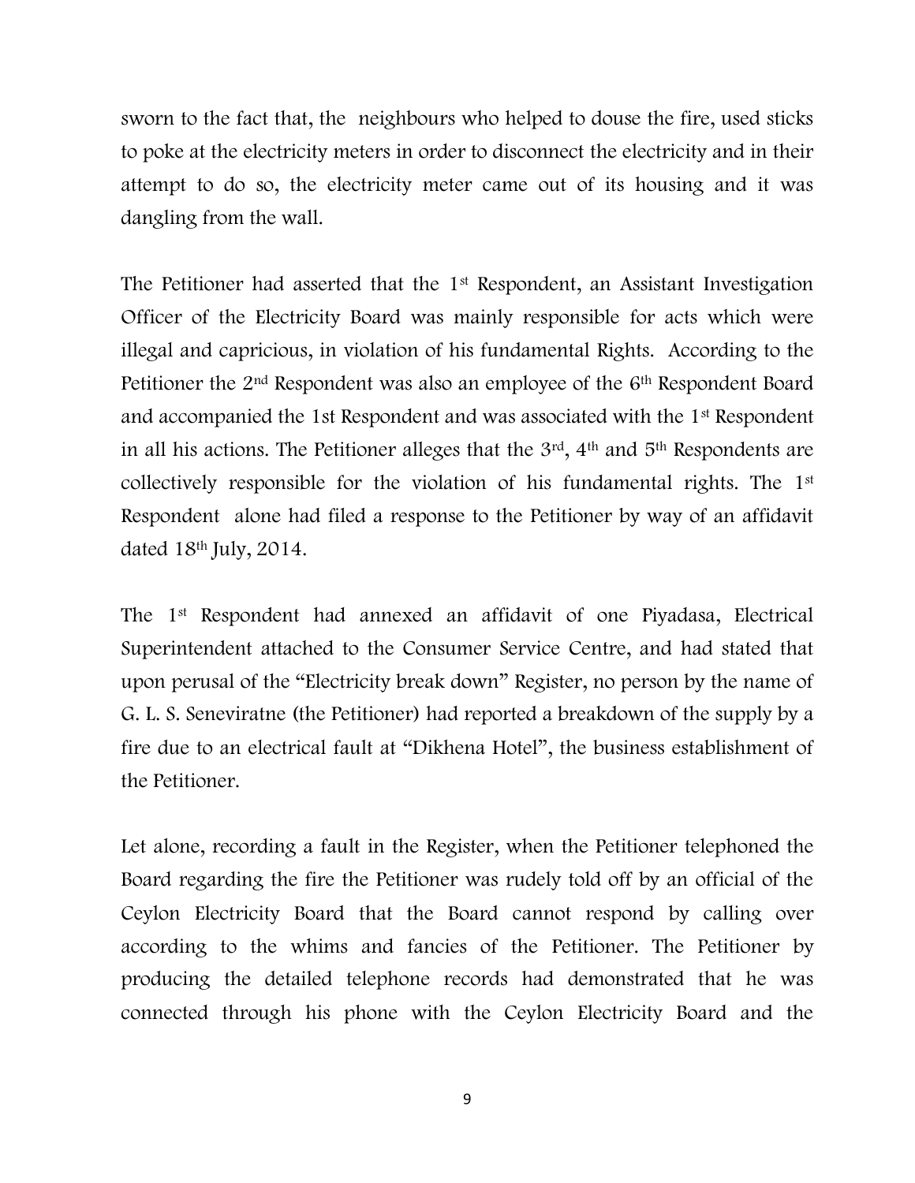sworn to the fact that, the neighbours who helped to douse the fire, used sticks to poke at the electricity meters in order to disconnect the electricity and in their attempt to do so, the electricity meter came out of its housing and it was dangling from the wall.

The Petitioner had asserted that the 1st Respondent, an Assistant Investigation Officer of the Electricity Board was mainly responsible for acts which were illegal and capricious, in violation of his fundamental Rights. According to the Petitioner the 2nd Respondent was also an employee of the 6th Respondent Board and accompanied the 1st Respondent and was associated with the 1st Respondent in all his actions. The Petitioner alleges that the 3rd, 4th and 5th Respondents are collectively responsible for the violation of his fundamental rights. The 1st Respondent alone had filed a response to the Petitioner by way of an affidavit dated 18th July, 2014.

The 1st Respondent had annexed an affidavit of one Piyadasa, Electrical Superintendent attached to the Consumer Service Centre, and had stated that upon perusal of the "Electricity break down" Register, no person by the name of G. L. S. Seneviratne (the Petitioner) had reported a breakdown of the supply by a fire due to an electrical fault at "Dikhena Hotel", the business establishment of the Petitioner.

Let alone, recording a fault in the Register, when the Petitioner telephoned the Board regarding the fire the Petitioner was rudely told off by an official of the Ceylon Electricity Board that the Board cannot respond by calling over according to the whims and fancies of the Petitioner. The Petitioner by producing the detailed telephone records had demonstrated that he was connected through his phone with the Ceylon Electricity Board and the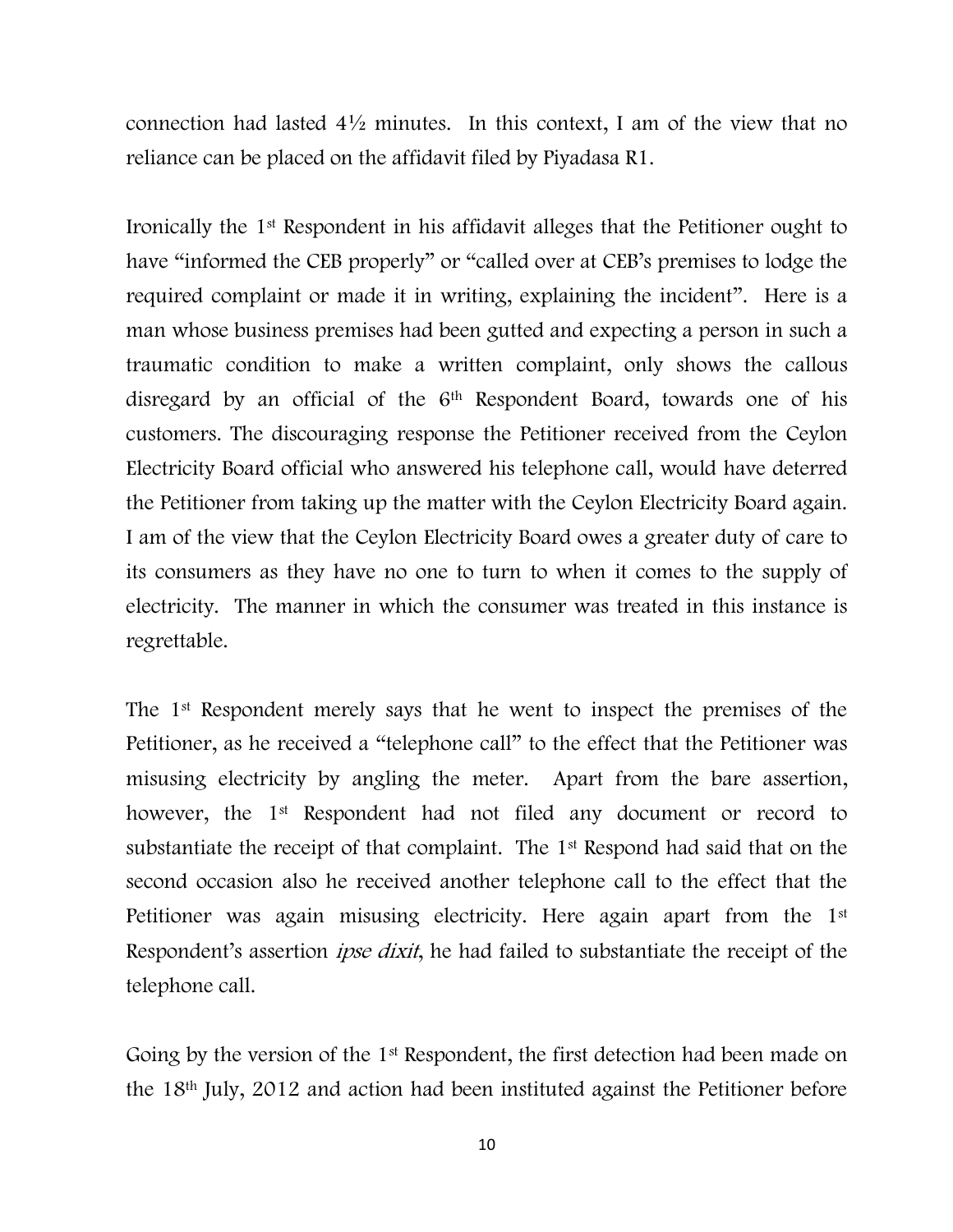connection had lasted 4½ minutes. In this context, I am of the view that no reliance can be placed on the affidavit filed by Piyadasa R1.

Ironically the 1st Respondent in his affidavit alleges that the Petitioner ought to have "informed the CEB properly" or "called over at CEB's premises to lodge the required complaint or made it in writing, explaining the incident". Here is a man whose business premises had been gutted and expecting a person in such a traumatic condition to make a written complaint, only shows the callous disregard by an official of the 6th Respondent Board, towards one of his customers. The discouraging response the Petitioner received from the Ceylon Electricity Board official who answered his telephone call, would have deterred the Petitioner from taking up the matter with the Ceylon Electricity Board again. I am of the view that the Ceylon Electricity Board owes a greater duty of care to its consumers as they have no one to turn to when it comes to the supply of electricity. The manner in which the consumer was treated in this instance is regrettable.

The 1st Respondent merely says that he went to inspect the premises of the Petitioner, as he received a "telephone call" to the effect that the Petitioner was misusing electricity by angling the meter. Apart from the bare assertion, however, the 1st Respondent had not filed any document or record to substantiate the receipt of that complaint. The 1st Respond had said that on the second occasion also he received another telephone call to the effect that the Petitioner was again misusing electricity. Here again apart from the 1st Respondent's assertion *ipse dixit*, he had failed to substantiate the receipt of the telephone call.

Going by the version of the 1st Respondent, the first detection had been made on the 18th July, 2012 and action had been instituted against the Petitioner before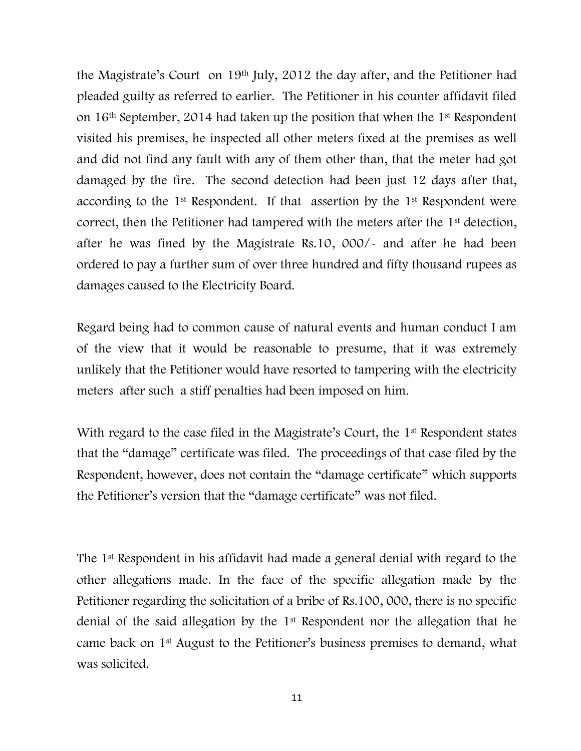the Magistrate's Court on 19th July, 2012 the day after, and the Petitioner had pleaded guilty as referred to earlier. The Petitioner in his counter affidavit filed on 16th September, 2014 had taken up the position that when the 1st Respondent visited his premises, he inspected all other meters fixed at the premises as well and did not find any fault with any of them other than, that the meter had got damaged by the fire. The second detection had been just 12 days after that, according to the 1st Respondent. If that assertion by the 1st Respondent were correct, then the Petitioner had tampered with the meters after the 1st detection, after he was fined by the Magistrate Rs.10, 000/- and after he had been ordered to pay a further sum of over three hundred and fifty thousand rupees as damages caused to the Electricity Board.

Regard being had to common cause of natural events and human conduct I am of the view that it would be reasonable to presume, that it was extremely unlikely that the Petitioner would have resorted to tampering with the electricity meters after such a stiff penalties had been imposed on him.

With regard to the case filed in the Magistrate's Court, the 1st Respondent states that the "damage" certificate was filed. The proceedings of that case filed by the Respondent, however, does not contain the "damage certificate" which supports the Petitioner's version that the "damage certificate" was not filed.

The 1st Respondent in his affidavit had made a general denial with regard to the other allegations made. In the face of the specific allegation made by the Petitioner regarding the solicitation of a bribe of Rs.100, 000, there is no specific denial of the said allegation by the 1st Respondent nor the allegation that he came back on 1st August to the Petitioner's business premises to demand, what was solicited.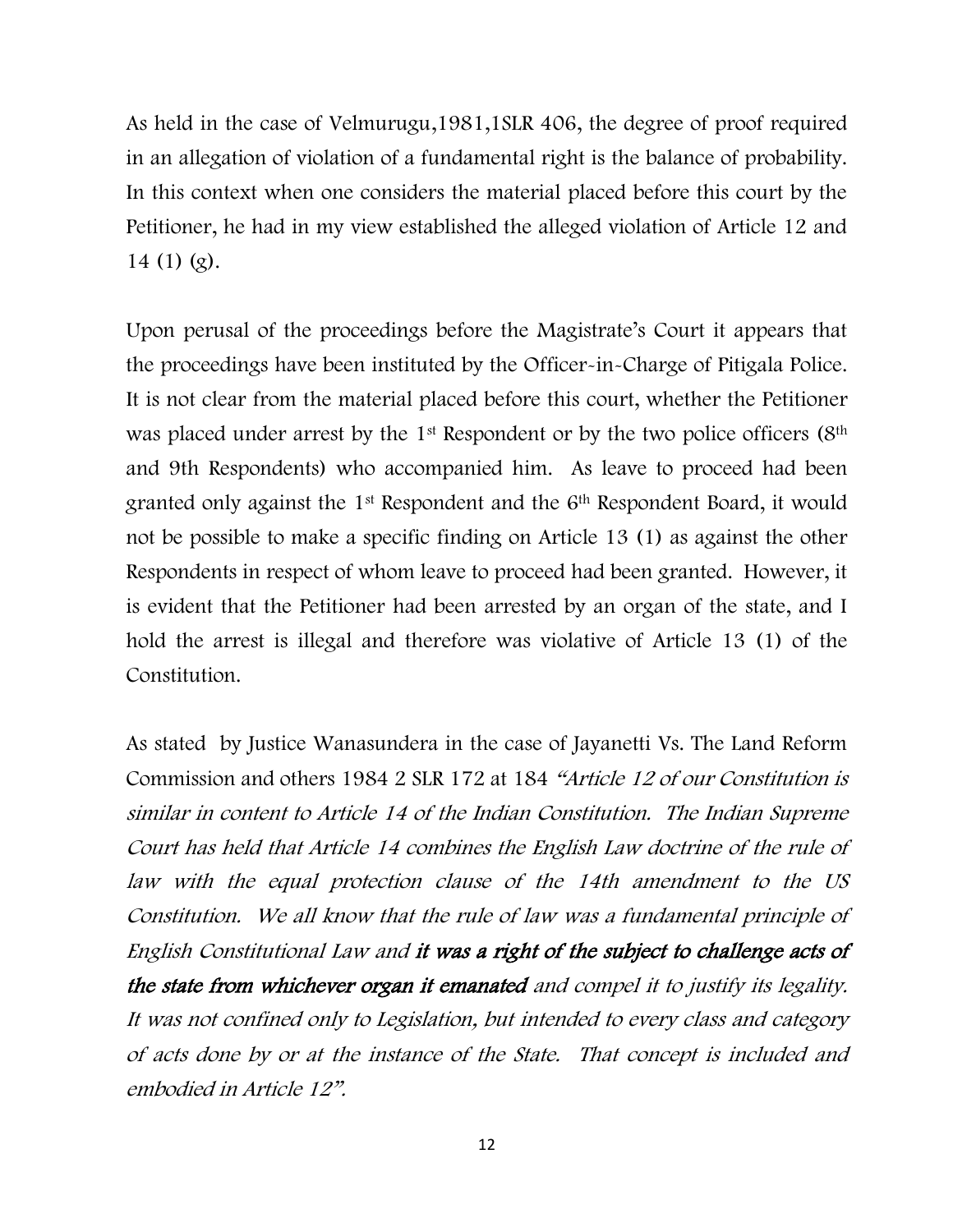As held in the case of Velmurugu,1981,1SLR 406, the degree of proof required in an allegation of violation of a fundamental right is the balance of probability. In this context when one considers the material placed before this court by the Petitioner, he had in my view established the alleged violation of Article 12 and 14 (1) (g).

Upon perusal of the proceedings before the Magistrate's Court it appears that the proceedings have been instituted by the Officer-in-Charge of Pitigala Police. It is not clear from the material placed before this court, whether the Petitioner was placed under arrest by the 1st Respondent or by the two police officers (8th and 9th Respondents) who accompanied him. As leave to proceed had been granted only against the 1st Respondent and the 6th Respondent Board, it would not be possible to make a specific finding on Article 13 (1) as against the other Respondents in respect of whom leave to proceed had been granted. However, it is evident that the Petitioner had been arrested by an organ of the state, and I hold the arrest is illegal and therefore was violative of Article 13 (1) of the Constitution.

As stated by Justice Wanasundera in the case of Jayanetti Vs. The Land Reform Commission and others 1984 2 SLR 172 at 184 *"Article 12 of our Constitution is similar in content to Article 14 of the Indian Constitution. The Indian Supreme Court has held that Article 14 combines the English Law doctrine of the rule of law with the equal protection clause of the 14th amendment to the US Constitution. We all know that the rule of law was a fundamental principle of English Constitutional Law and* ***it was a right of the subject to challenge acts of the state from whichever organ it emanated*** *and compel it to justify its legality. It was not confined only to Legislation, but intended to every class and category of acts done by or at the instance of the State. That concept is included and embodied in Article 12".*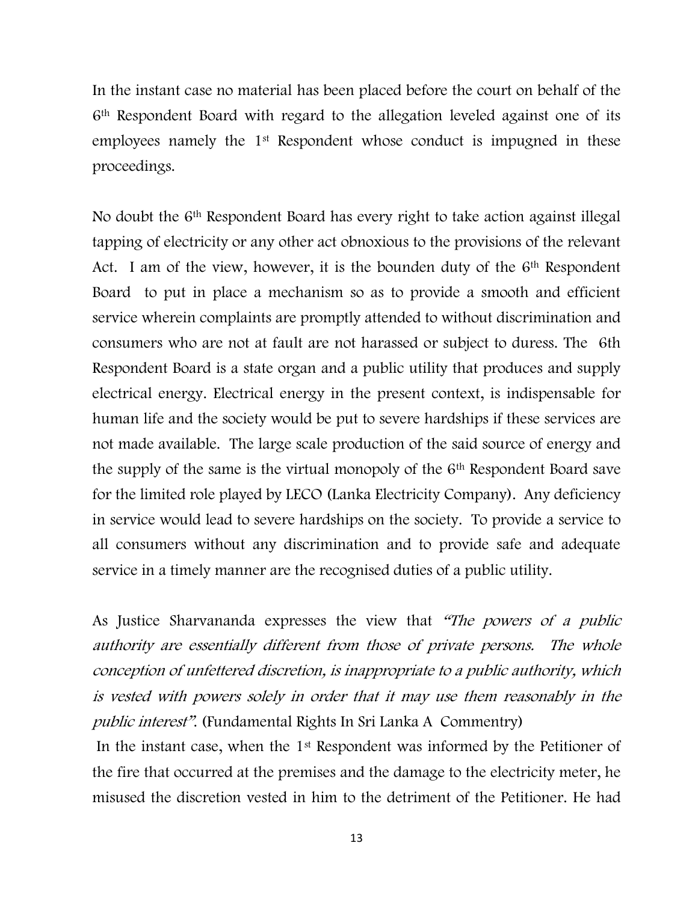In the instant case no material has been placed before the court on behalf of the 6th Respondent Board with regard to the allegation leveled against one of its employees namely the 1st Respondent whose conduct is impugned in these proceedings.

No doubt the 6th Respondent Board has every right to take action against illegal tapping of electricity or any other act obnoxious to the provisions of the relevant Act. I am of the view, however, it is the bounden duty of the 6th Respondent Board to put in place a mechanism so as to provide a smooth and efficient service wherein complaints are promptly attended to without discrimination and consumers who are not at fault are not harassed or subject to duress. The 6th Respondent Board is a state organ and a public utility that produces and supply electrical energy. Electrical energy in the present context, is indispensable for human life and the society would be put to severe hardships if these services are not made available. The large scale production of the said source of energy and the supply of the same is the virtual monopoly of the 6th Respondent Board save for the limited role played by LECO (Lanka Electricity Company). Any deficiency in service would lead to severe hardships on the society. To provide a service to all consumers without any discrimination and to provide safe and adequate service in a timely manner are the recognised duties of a public utility.

As Justice Sharvananda expresses the view that *"The powers of a public authority are essentially different from those of private persons. The whole conception of unfettered discretion, is inappropriate to a public authority, which is vested with powers solely in order that it may use them reasonably in the public interest".* (Fundamental Rights In Sri Lanka A Commentry)

In the instant case, when the 1st Respondent was informed by the Petitioner of the fire that occurred at the premises and the damage to the electricity meter, he misused the discretion vested in him to the detriment of the Petitioner. He had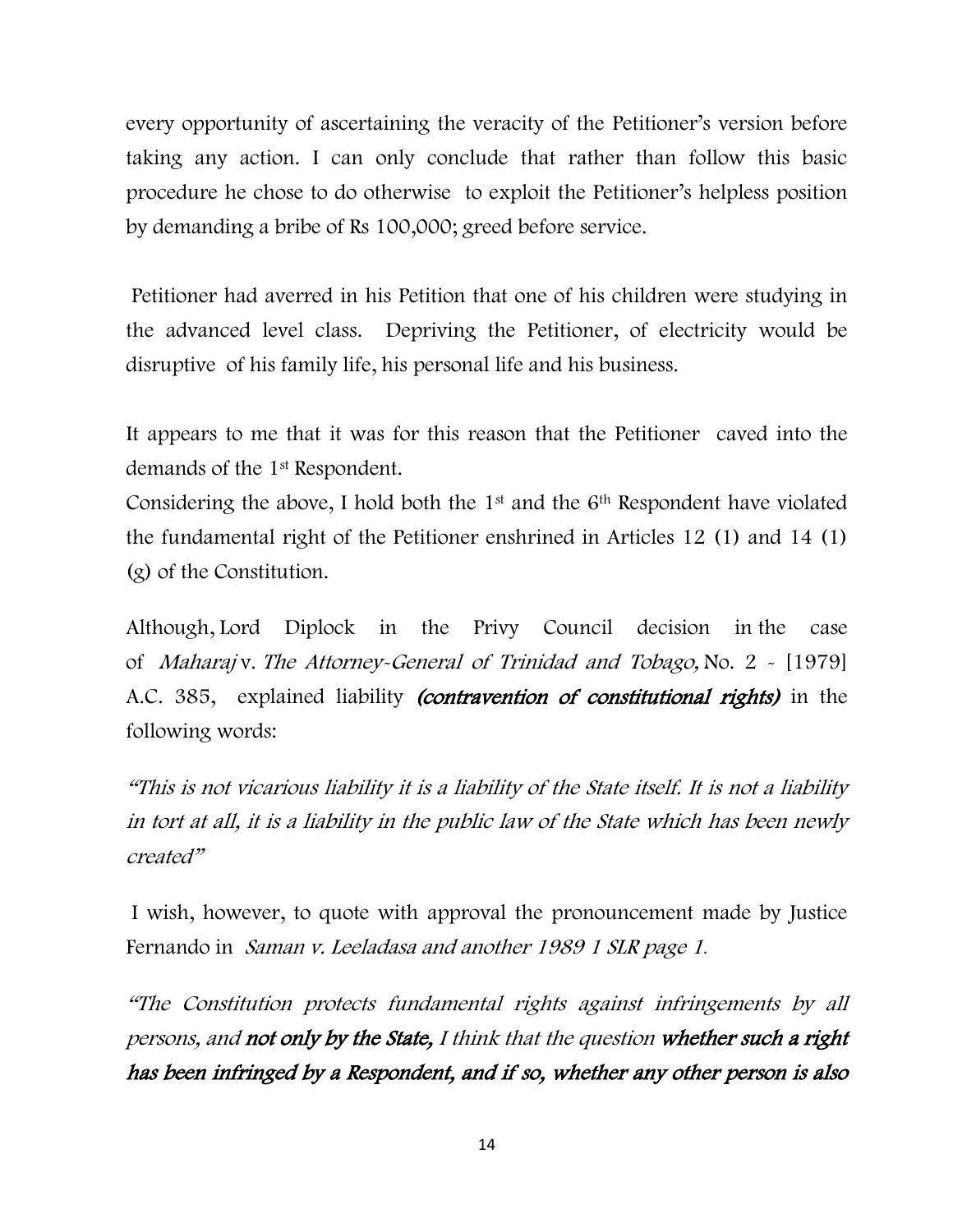every opportunity of ascertaining the veracity of the Petitioner's version before taking any action. I can only conclude that rather than follow this basic procedure he chose to do otherwise to exploit the Petitioner's helpless position by demanding a bribe of Rs 100,000; greed before service.

Petitioner had averred in his Petition that one of his children were studying in the advanced level class. Depriving the Petitioner, of electricity would be disruptive of his family life, his personal life and his business.

It appears to me that it was for this reason that the Petitioner caved into the demands of the 1st Respondent.

Considering the above, I hold both the 1st and the 6th Respondent have violated the fundamental right of the Petitioner enshrined in Articles 12 (1) and 14 (1) (g) of the Constitution.

Although, Lord Diplock in the Privy Council decision in the case of *Maharaj* v. *The Attorney-General of Trinidad and Tobago,* No. 2 - [1979] A.C. 385, explained liability ***(contravention of constitutional rights)*** in the following words:

*"This is not vicarious liability it is a liability of the State itself. It is not a liability in tort at all, it is a liability in the public law of the State which has been newly created"*

I wish, however, to quote with approval the pronouncement made by Justice Fernando in *Saman v. Leeladasa and another 1989 1 SLR page 1.*

*"The Constitution protects fundamental rights against infringements by all persons, and* ***not only by the State,*** *I think that the question* ***whether such a right has been infringed by a Respondent, and if so, whether any other person is also***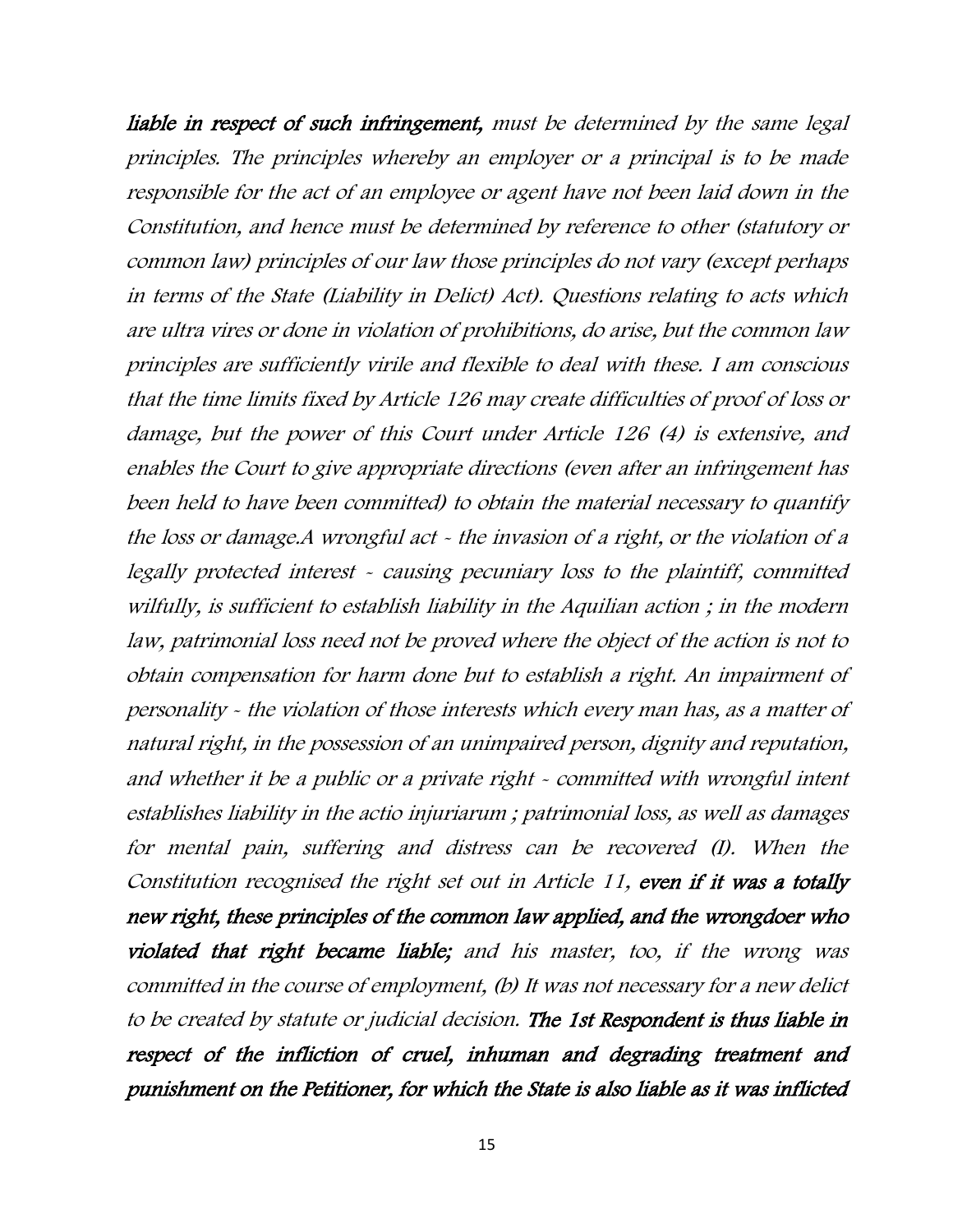***liable in respect of such infringement,*** *must be determined by the same legal principles. The principles whereby an employer or a principal is to be made responsible for the act of an employee or agent have not been laid down in the Constitution, and hence must be determined by reference to other (statutory or common law) principles of our law those principles do not vary (except perhaps in terms of the State (Liability in Delict) Act). Questions relating to acts which are ultra vires or done in violation of prohibitions, do arise, but the common law principles are sufficiently virile and flexible to deal with these. I am conscious that the time limits fixed by Article 126 may create difficulties of proof of loss or damage, but the power of this Court under Article 126 (4) is extensive, and enables the Court to give appropriate directions (even after an infringement has been held to have been committed) to obtain the material necessary to quantify the loss or damage.A wrongful act - the invasion of a right, or the violation of a legally protected interest - causing pecuniary loss to the plaintiff, committed wilfully, is sufficient to establish liability in the Aquilian action ; in the modern law, patrimonial loss need not be proved where the object of the action is not to obtain compensation for harm done but to establish a right. An impairment of personality - the violation of those interests which every man has, as a matter of natural right, in the possession of an unimpaired person, dignity and reputation, and whether it be a public or a private right - committed with wrongful intent establishes liability in the actio injuriarum ; patrimonial loss, as well as damages for mental pain, suffering and distress can be recovered (l). When the Constitution recognised the right set out in Article 11,* ***even if it was a totally new right, these principles of the common law applied, and the wrongdoer who violated that right became liable;*** *and his master, too, if the wrong was committed in the course of employment, (b) It was not necessary for a new delict to be created by statute or judicial decision.* ***The 1st Respondent is thus liable in respect of the infliction of cruel, inhuman and degrading treatment and punishment on the Petitioner, for which the State is also liable as it was inflicted***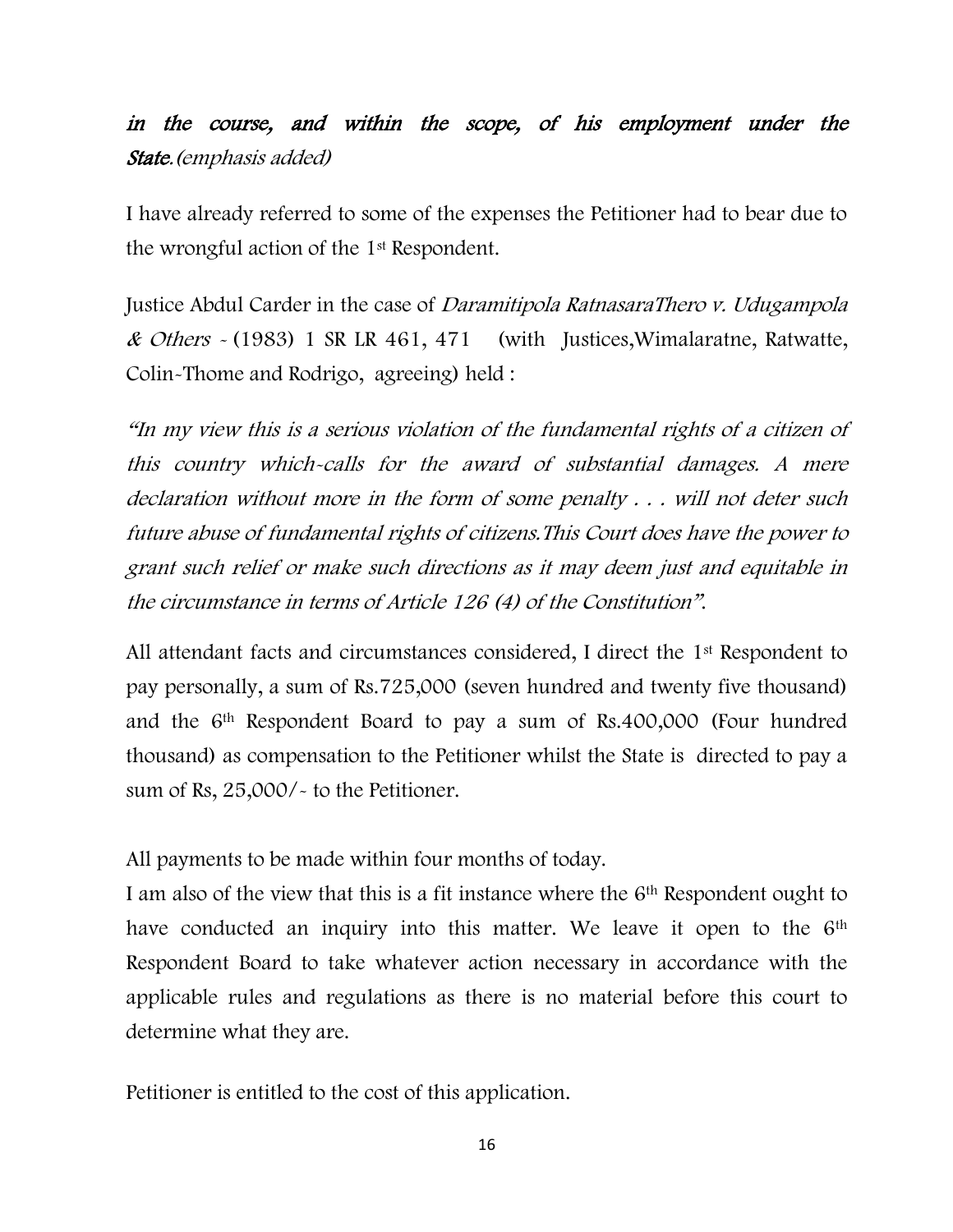*in the course, and within the scope, of his employment under the* ***State***.*(emphasis added)*

I have already referred to some of the expenses the Petitioner had to bear due to the wrongful action of the 1st Respondent.

Justice Abdul Carder in the case of *Daramitipola RatnasaraThero v. Udugampola & Others* - (1983) 1 SR LR 461, 471 (with Justices,Wimalaratne, Ratwatte, Colin-Thome and Rodrigo, agreeing) held :

*"In my view this is a serious violation of the fundamental rights of a citizen of this country which-calls for the award of substantial damages. A mere declaration without more in the form of some penalty . . . will not deter such future abuse of fundamental rights of citizens.This Court does have the power to grant such relief or make such directions as it may deem just and equitable in the circumstance in terms of Article 126 (4) of the Constitution".*

All attendant facts and circumstances considered, I direct the 1st Respondent to pay personally, a sum of Rs.725,000 (seven hundred and twenty five thousand) and the 6th Respondent Board to pay a sum of Rs.400,000 (Four hundred thousand) as compensation to the Petitioner whilst the State is directed to pay a sum of Rs, 25,000/- to the Petitioner.

All payments to be made within four months of today.

I am also of the view that this is a fit instance where the 6th Respondent ought to have conducted an inquiry into this matter. We leave it open to the 6th Respondent Board to take whatever action necessary in accordance with the applicable rules and regulations as there is no material before this court to determine what they are.

Petitioner is entitled to the cost of this application.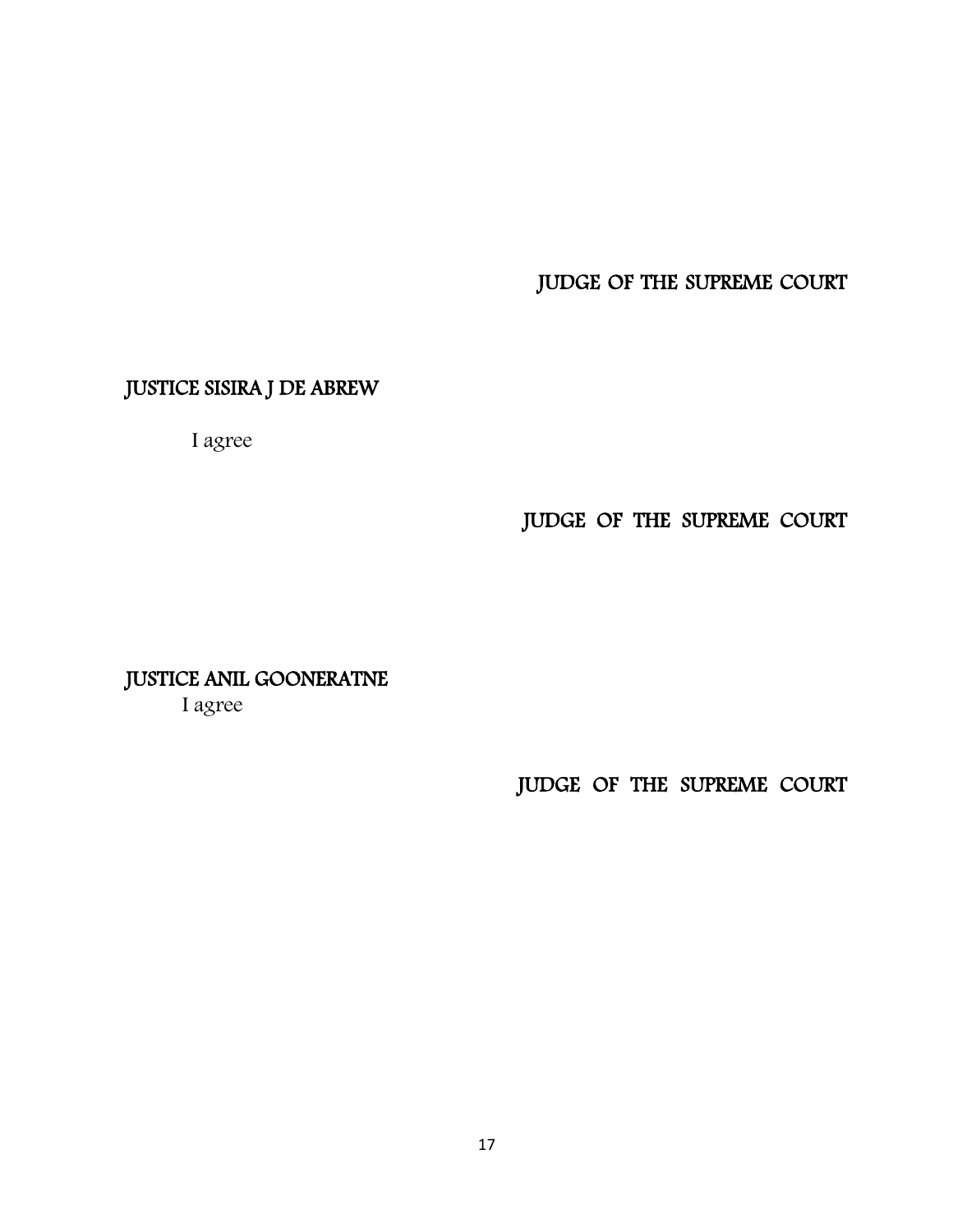JUDGE OF THE SUPREME COURT

JUSTICE SISIRA J DE ABREW

I agree

JUDGE OF THE SUPREME COURT

JUSTICE ANIL GOONERATNE

I agree

JUDGE OF THE SUPREME COURT